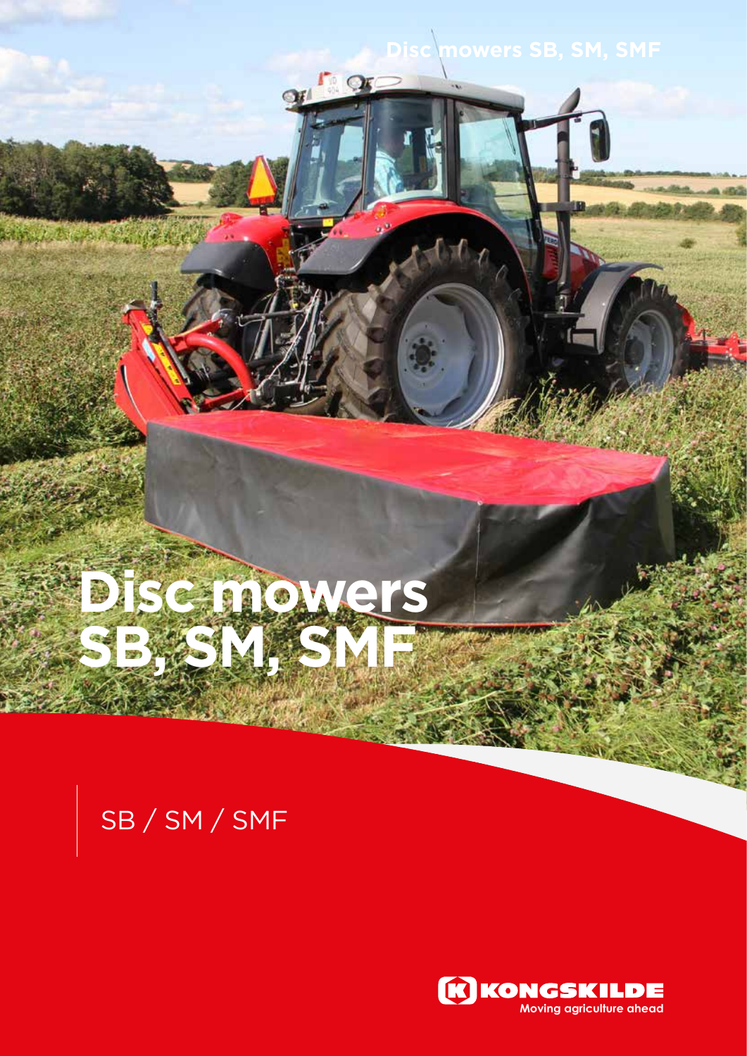Disc mowers SB, SM, SMF

# Disc mowers SB, SM, SMF

SB / SM / SMF

KONGSKILDE
Moving agriculture ahead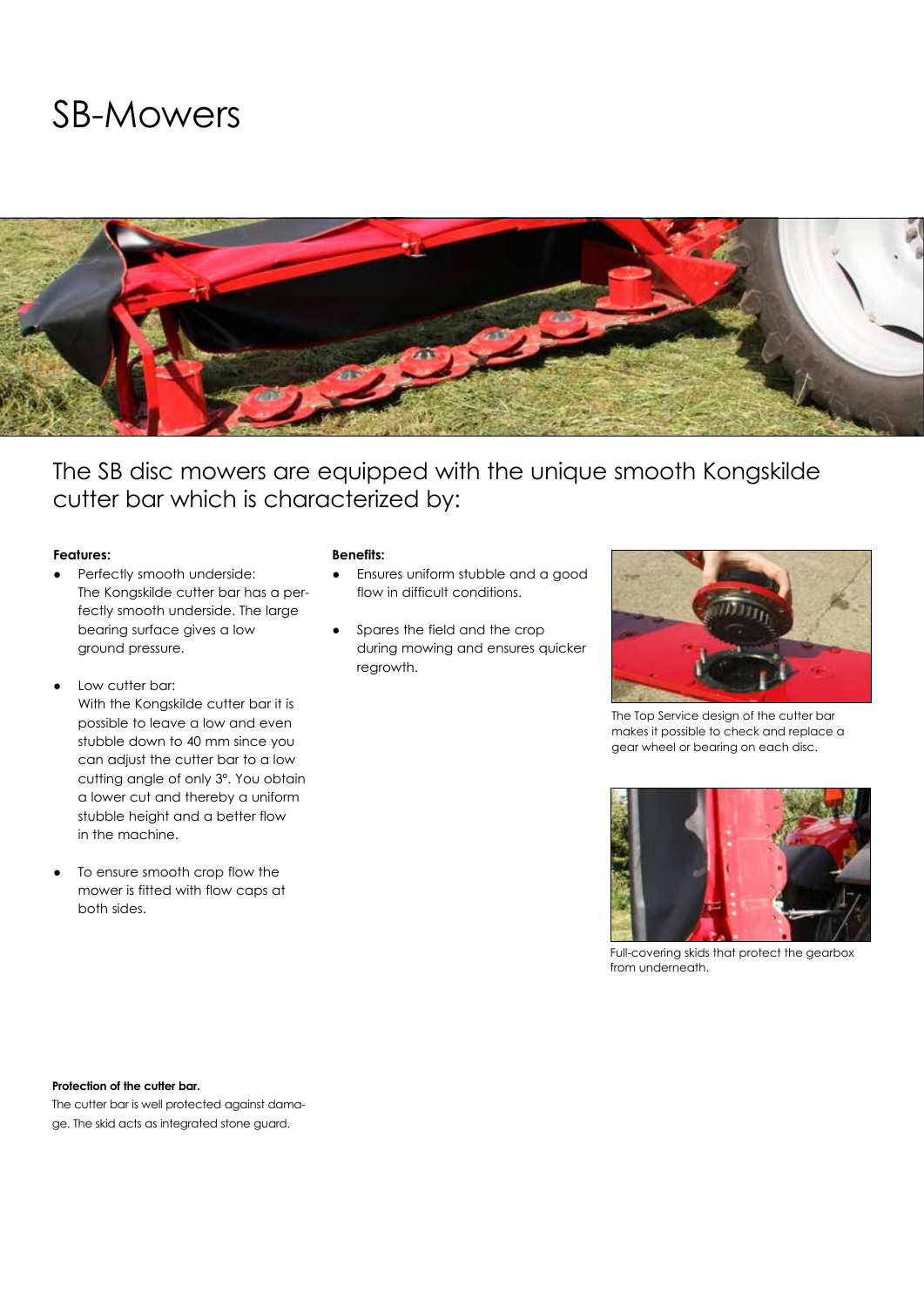# SB-Mowers

## The SB disc mowers are equipped with the unique smooth Kongskilde cutter bar which is characterized by:

**Features:**

- Perfectly smooth underside:
  The Kongskilde cutter bar has a perfectly smooth underside. The large bearing surface gives a low ground pressure.

- Low cutter bar:
  With the Kongskilde cutter bar it is possible to leave a low and even stubble down to 40 mm since you can adjust the cutter bar to a low cutting angle of only 3°. You obtain a lower cut and thereby a uniform stubble height and a better flow in the machine.

- To ensure smooth crop flow the mower is fitted with flow caps at both sides.

**Benefits:**

- Ensures uniform stubble and a good flow in difficult conditions.

- Spares the field and the crop during mowing and ensures quicker regrowth.

The Top Service design of the cutter bar makes it possible to check and replace a gear wheel or bearing on each disc.

Full-covering skids that protect the gearbox from underneath.

**Protection of the cutter bar.**

The cutter bar is well protected against damage. The skid acts as integrated stone guard.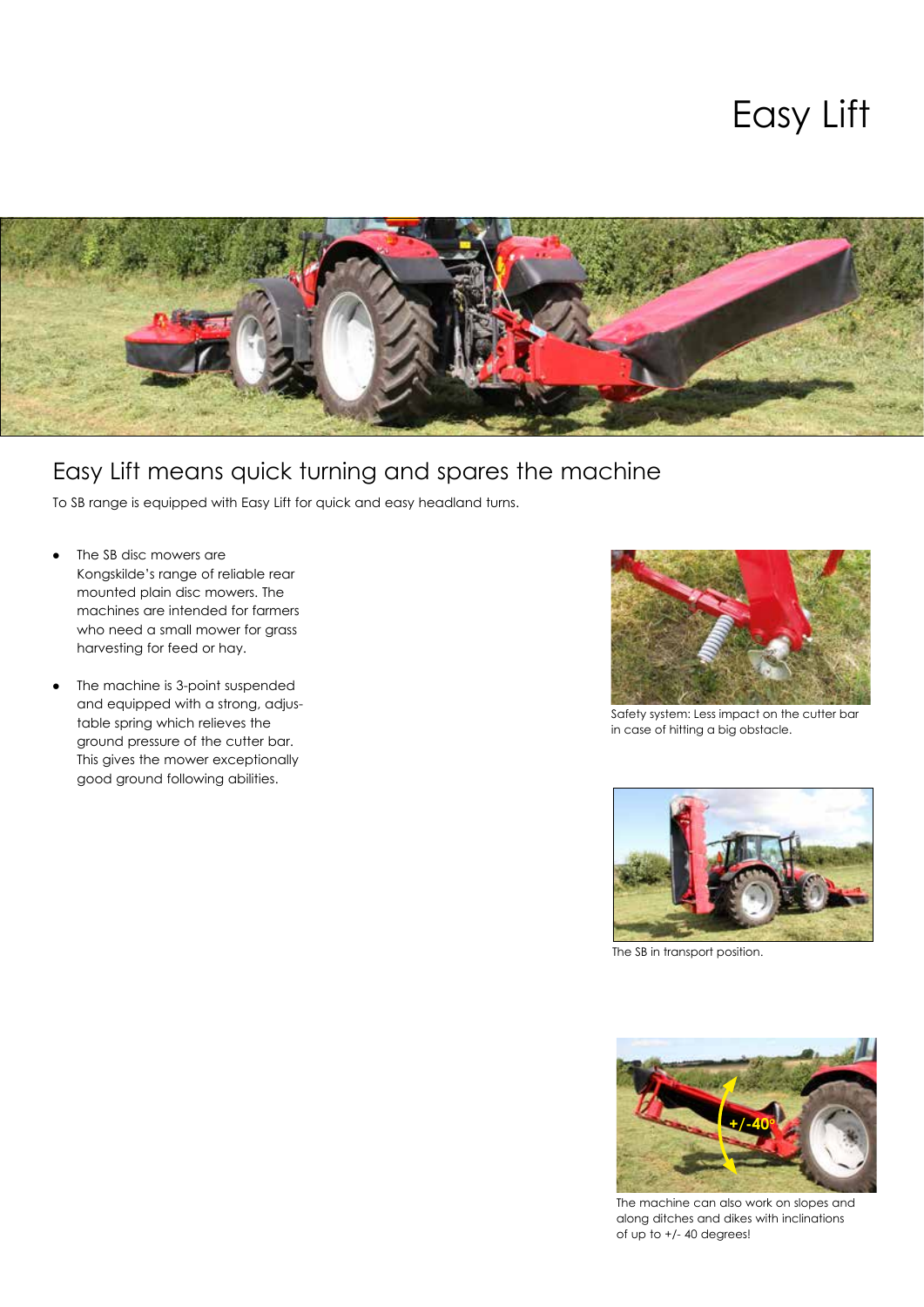# Easy Lift

## Easy Lift means quick turning and spares the machine

To SB range is equipped with Easy Lift for quick and easy headland turns.

- The SB disc mowers are Kongskilde's range of reliable rear mounted plain disc mowers. The machines are intended for farmers who need a small mower for grass harvesting for feed or hay.
- The machine is 3-point suspended and equipped with a strong, adjustable spring which relieves the ground pressure of the cutter bar. This gives the mower exceptionally good ground following abilities.

Safety system: Less impact on the cutter bar in case of hitting a big obstacle.

The SB in transport position.

The machine can also work on slopes and along ditches and dikes with inclinations of up to +/- 40 degrees!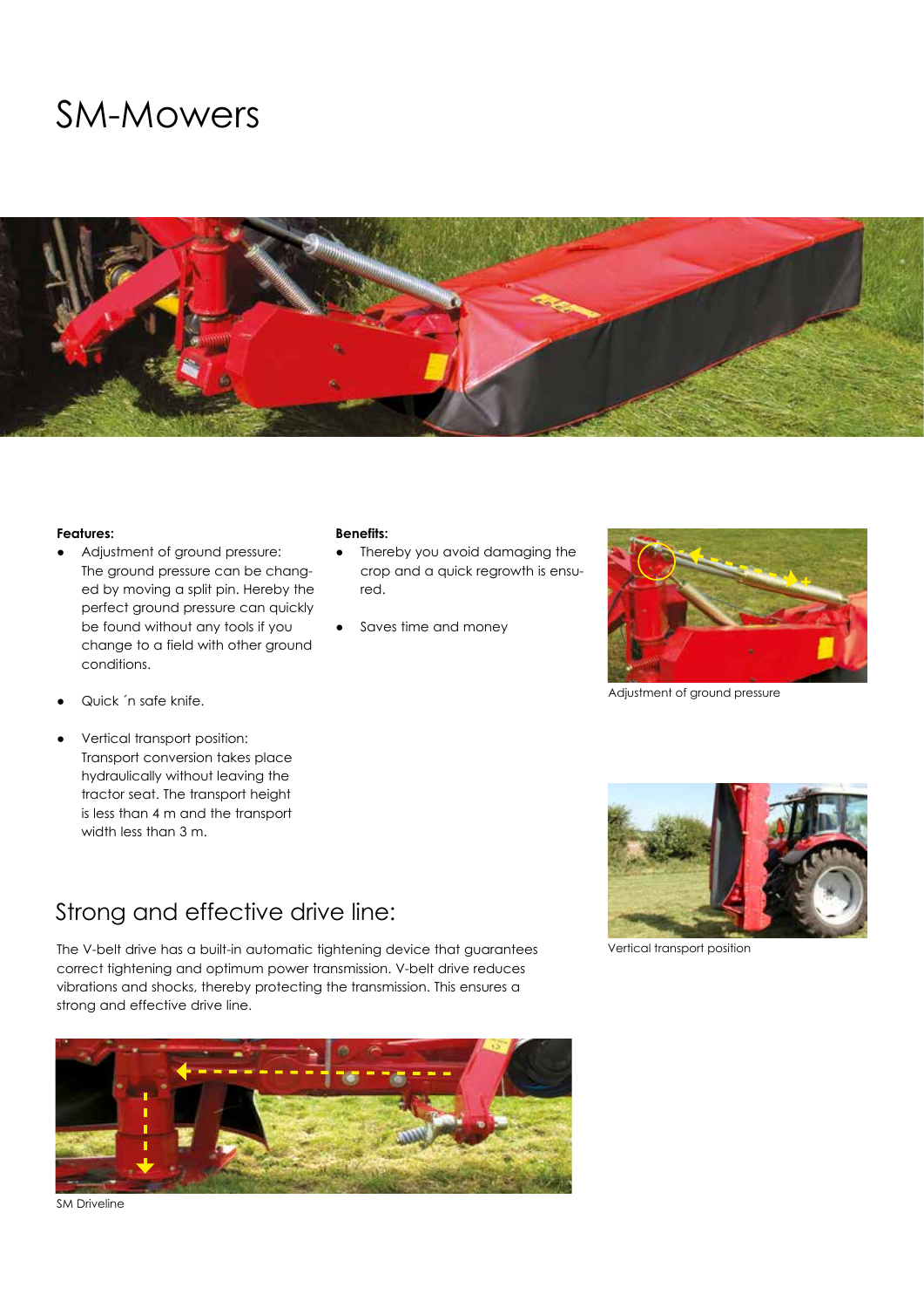# SM-Mowers

**Features:**

- Adjustment of ground pressure:
  The ground pressure can be changed by moving a split pin. Hereby the perfect ground pressure can quickly be found without any tools if you change to a field with other ground conditions.
- Quick ´n safe knife.
- Vertical transport position:
  Transport conversion takes place hydraulically without leaving the tractor seat. The transport height is less than 4 m and the transport width less than 3 m.

**Benefits:**

- Thereby you avoid damaging the crop and a quick regrowth is ensured.
- Saves time and money

Adjustment of ground pressure

Vertical transport position

## Strong and effective drive line:

The V-belt drive has a built-in automatic tightening device that guarantees correct tightening and optimum power transmission. V-belt drive reduces vibrations and shocks, thereby protecting the transmission. This ensures a strong and effective drive line.

SM Driveline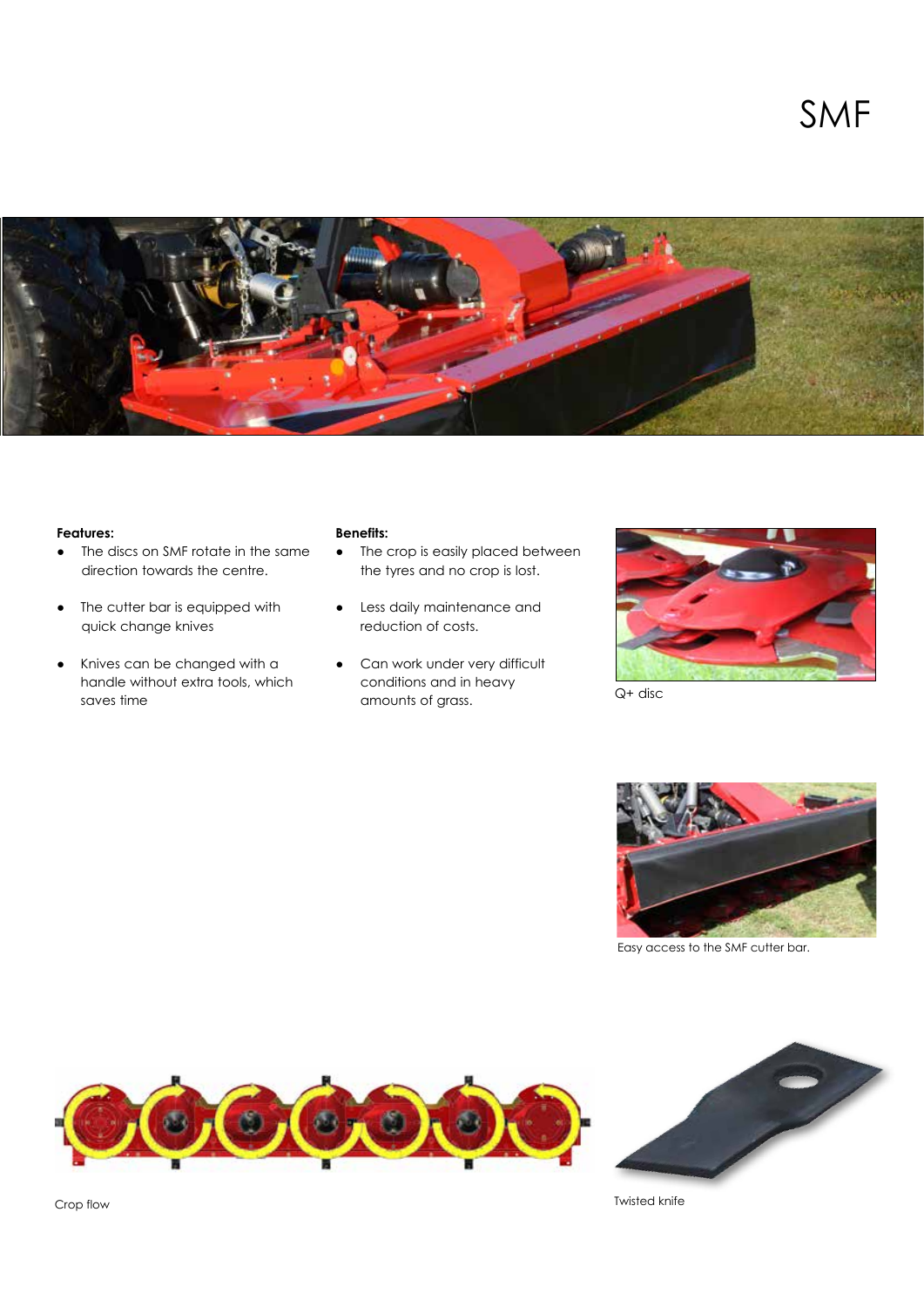# SMF

**Features:**

- The discs on SMF rotate in the same direction towards the centre.
- The cutter bar is equipped with quick change knives
- Knives can be changed with a handle without extra tools, which saves time

**Benefits:**

- The crop is easily placed between the tyres and no crop is lost.
- Less daily maintenance and reduction of costs.
- Can work under very difficult conditions and in heavy amounts of grass.

Q+ disc

Easy access to the SMF cutter bar.

Crop flow

Twisted knife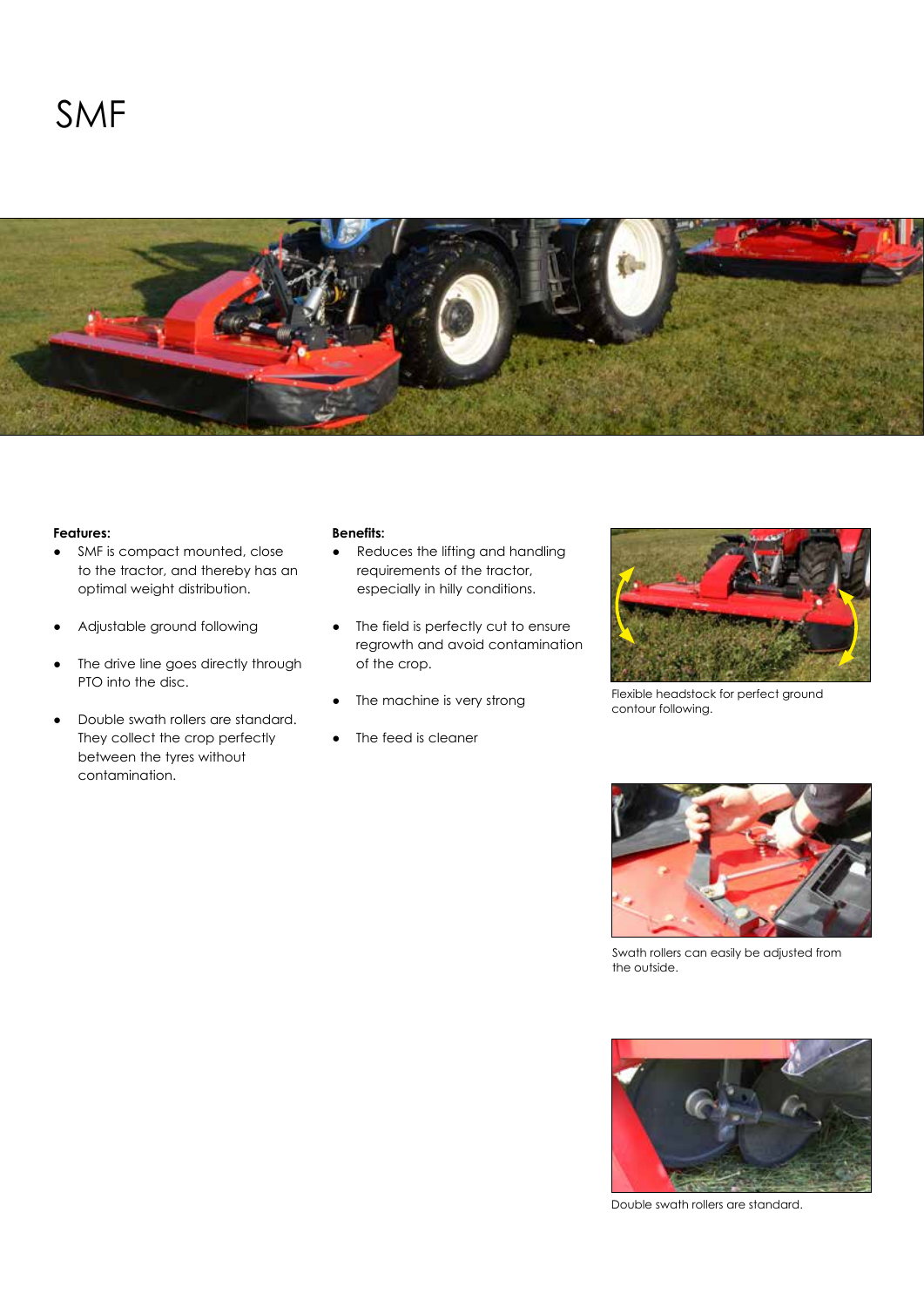# SMF

**Features:**

- SMF is compact mounted, close to the tractor, and thereby has an optimal weight distribution.
- Adjustable ground following
- The drive line goes directly through PTO into the disc.
- Double swath rollers are standard. They collect the crop perfectly between the tyres without contamination.

**Benefits:**

- Reduces the lifting and handling requirements of the tractor, especially in hilly conditions.
- The field is perfectly cut to ensure regrowth and avoid contamination of the crop.
- The machine is very strong
- The feed is cleaner

Flexible headstock for perfect ground contour following.

Swath rollers can easily be adjusted from the outside.

Double swath rollers are standard.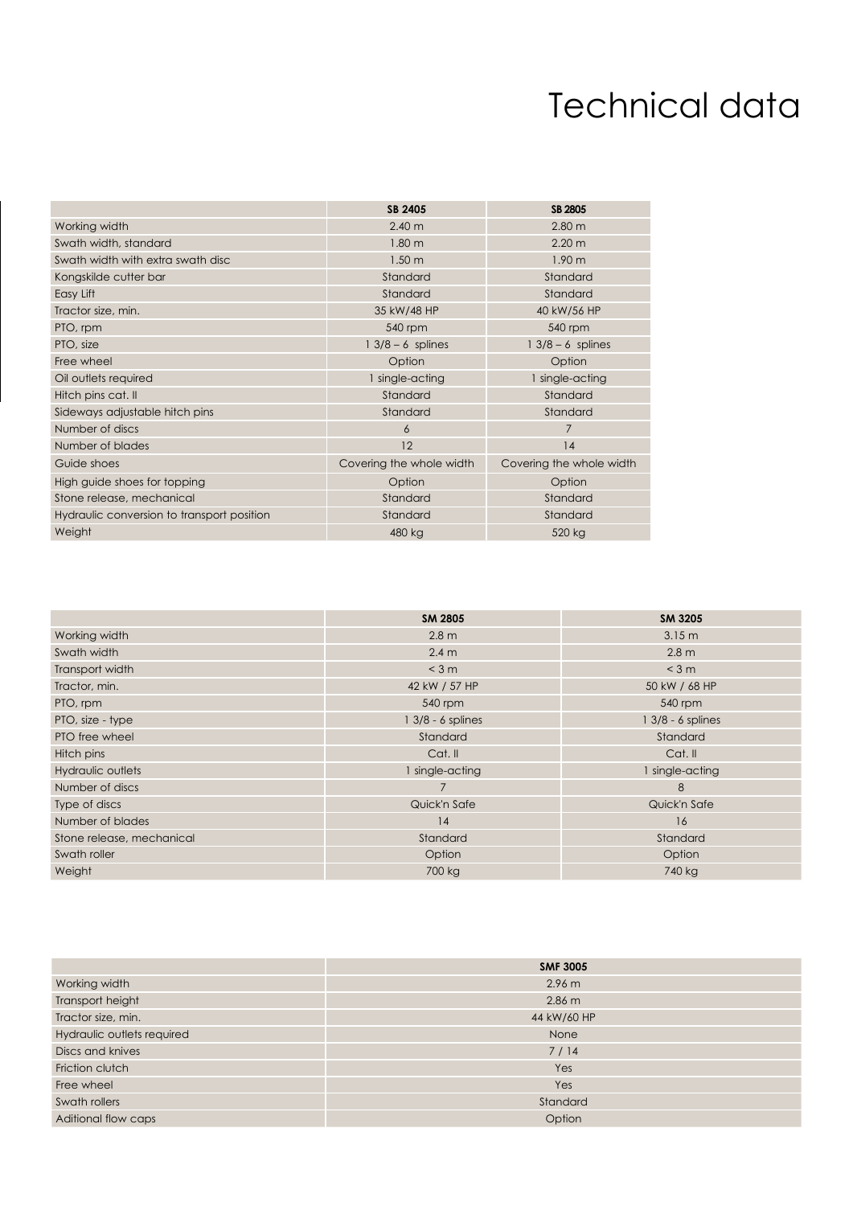# Technical data

| | SB 2405 | SB 2805 |
|---|---|---|
| Working width | 2.40 m | 2.80 m |
| Swath width, standard | 1.80 m | 2.20 m |
| Swath width with extra swath disc | 1.50 m | 1.90 m |
| Kongskilde cutter bar | Standard | Standard |
| Easy Lift | Standard | Standard |
| Tractor size, min. | 35 kW/48 HP | 40 kW/56 HP |
| PTO, rpm | 540 rpm | 540 rpm |
| PTO, size | 1 3/8 – 6 splines | 1 3/8 – 6 splines |
| Free wheel | Option | Option |
| Oil outlets required | 1 single-acting | 1 single-acting |
| Hitch pins cat. II | Standard | Standard |
| Sideways adjustable hitch pins | Standard | Standard |
| Number of discs | 6 | 7 |
| Number of blades | 12 | 14 |
| Guide shoes | Covering the whole width | Covering the whole width |
| High guide shoes for topping | Option | Option |
| Stone release, mechanical | Standard | Standard |
| Hydraulic conversion to transport position | Standard | Standard |
| Weight | 480 kg | 520 kg |

| | SM 2805 | SM 3205 |
|---|---|---|
| Working width | 2.8 m | 3.15 m |
| Swath width | 2.4 m | 2.8 m |
| Transport width | < 3 m | < 3 m |
| Tractor, min. | 42 kW / 57 HP | 50 kW / 68 HP |
| PTO, rpm | 540 rpm | 540 rpm |
| PTO, size - type | 1 3/8 - 6 splines | 1 3/8 - 6 splines |
| PTO free wheel | Standard | Standard |
| Hitch pins | Cat. II | Cat. II |
| Hydraulic outlets | 1 single-acting | 1 single-acting |
| Number of discs | 7 | 8 |
| Type of discs | Quick'n Safe | Quick'n Safe |
| Number of blades | 14 | 16 |
| Stone release, mechanical | Standard | Standard |
| Swath roller | Option | Option |
| Weight | 700 kg | 740 kg |

| | SMF 3005 |
|---|---|
| Working width | 2.96 m |
| Transport height | 2.86 m |
| Tractor size, min. | 44 kW/60 HP |
| Hydraulic outlets required | None |
| Discs and knives | 7 / 14 |
| Friction clutch | Yes |
| Free wheel | Yes |
| Swath rollers | Standard |
| Aditional flow caps | Option |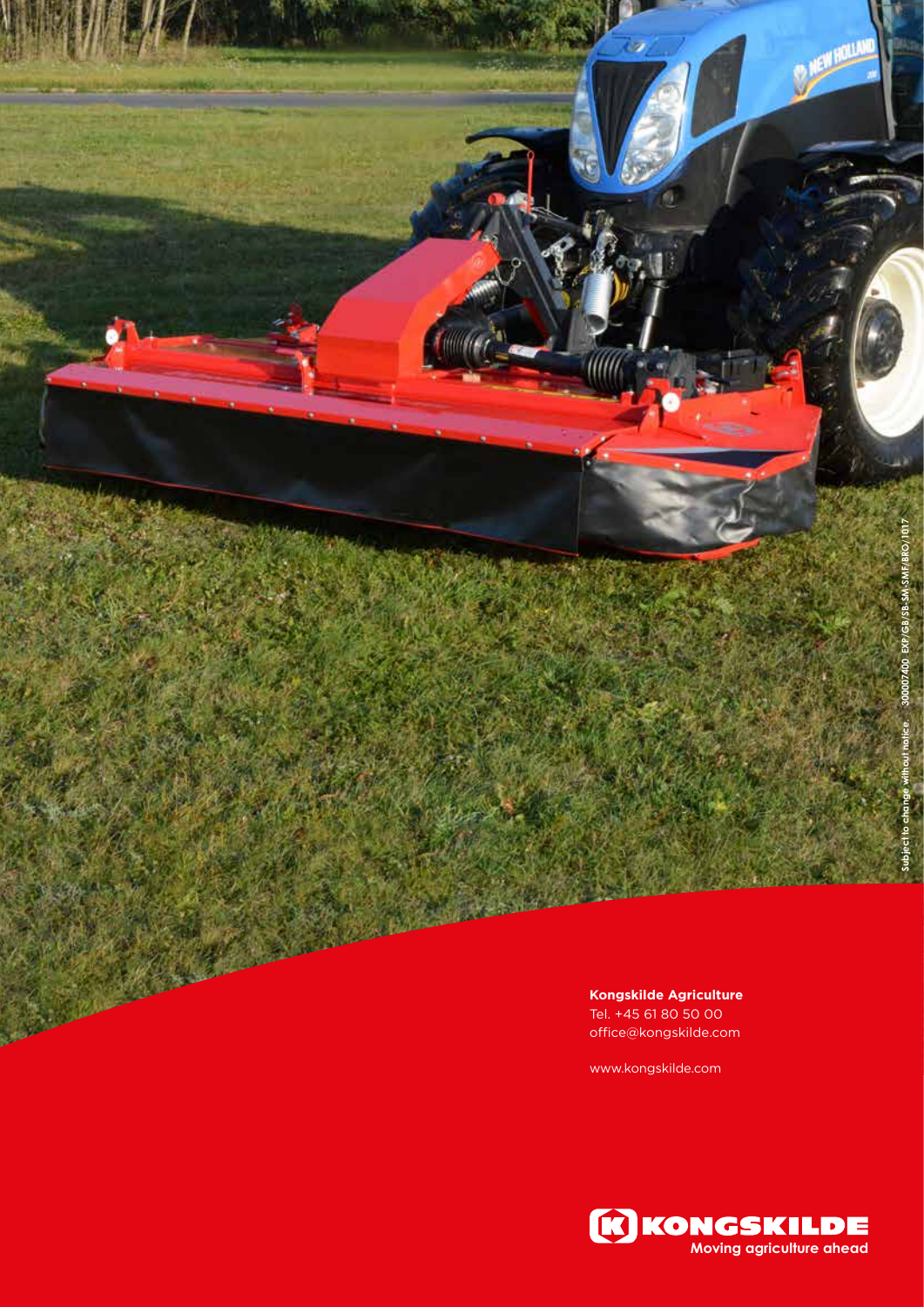Subject to change without notice. 300007400 EXP/GB/SB-SM-SMF/BRO/1017

**Kongskilde Agriculture**
Tel. +45 61 80 50 00
office@kongskilde.com

www.kongskilde.com

KONGSKILDE
Moving agriculture ahead